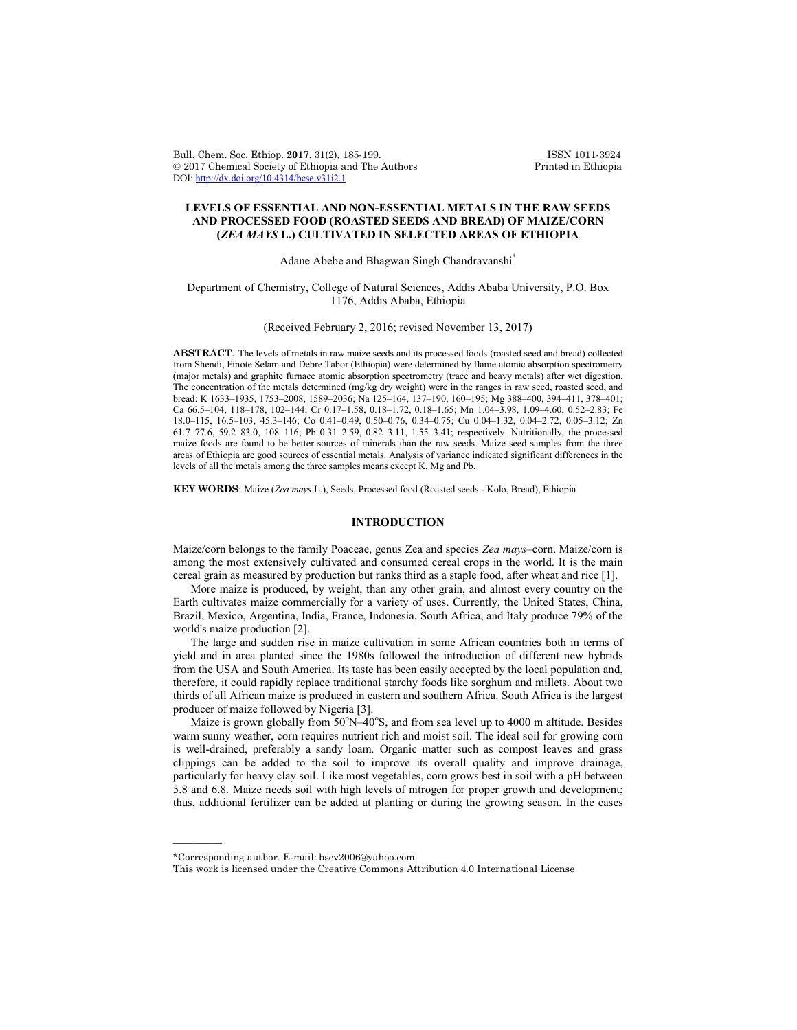# LEVELS OF ESSENTIAL AND NON-ESSENTIAL METALS IN THE RAW SEEDS AND PROCESSED FOOD (ROASTED SEEDS AND BREAD) OF MAIZE/CORN (*ZEA MAYS* L.) CULTIVATED IN SELECTED AREAS OF ETHIOPIA

Adane Abebe and Bhagwan Singh Chandravanshi*

Department of Chemistry, College of Natural Sciences, Addis Ababa University, P.O. Box 1176, Addis Ababa, Ethiopia

(Received February 2, 2016; revised November 13, 2017)

**ABSTRACT**. The levels of metals in raw maize seeds and its processed foods (roasted seed and bread) collected from Shendi, Finote Selam and Debre Tabor (Ethiopia) were determined by flame atomic absorption spectrometry (major metals) and graphite furnace atomic absorption spectrometry (trace and heavy metals) after wet digestion. The concentration of the metals determined (mg/kg dry weight) were in the ranges in raw seed, roasted seed, and bread: K 1633–1935, 1753–2008, 1589–2036; Na 125–164, 137–190, 160–195; Mg 388–400, 394–411, 378–401; Ca 66.5–104, 118–178, 102–144; Cr 0.17–1.58, 0.18–1.72, 0.18–1.65; Mn 1.04–3.98, 1.09–4.60, 0.52–2.83; Fe 18.0–115, 16.5–103, 45.3–146; Co 0.41–0.49, 0.50–0.76, 0.34–0.75; Cu 0.04–1.32, 0.04–2.72, 0.05–3.12; Zn 61.7–77.6, 59.2–83.0, 108–116; Pb 0.31–2.59, 0.82–3.11, 1.55–3.41; respectively. Nutritionally, the processed maize foods are found to be better sources of minerals than the raw seeds. Maize seed samples from the three areas of Ethiopia are good sources of essential metals. Analysis of variance indicated significant differences in the levels of all the metals among the three samples means except K, Mg and Pb.

**KEY WORDS**: Maize (*Zea mays* L.), Seeds, Processed food (Roasted seeds - Kolo, Bread), Ethiopia

## INTRODUCTION

Maize/corn belongs to the family Poaceae, genus Zea and species *Zea mays*–corn. Maize/corn is among the most extensively cultivated and consumed cereal crops in the world. It is the main cereal grain as measured by production but ranks third as a staple food, after wheat and rice [1].

More maize is produced, by weight, than any other grain, and almost every country on the Earth cultivates maize commercially for a variety of uses. Currently, the United States, China, Brazil, Mexico, Argentina, India, France, Indonesia, South Africa, and Italy produce 79% of the world's maize production [2].

The large and sudden rise in maize cultivation in some African countries both in terms of yield and in area planted since the 1980s followed the introduction of different new hybrids from the USA and South America. Its taste has been easily accepted by the local population and, therefore, it could rapidly replace traditional starchy foods like sorghum and millets. About two thirds of all African maize is produced in eastern and southern Africa. South Africa is the largest producer of maize followed by Nigeria [3].

Maize is grown globally from 50°N–40°S, and from sea level up to 4000 m altitude. Besides warm sunny weather, corn requires nutrient rich and moist soil. The ideal soil for growing corn is well-drained, preferably a sandy loam. Organic matter such as compost leaves and grass clippings can be added to the soil to improve its overall quality and improve drainage, particularly for heavy clay soil. Like most vegetables, corn grows best in soil with a pH between 5.8 and 6.8. Maize needs soil with high levels of nitrogen for proper growth and development; thus, additional fertilizer can be added at planting or during the growing season. In the cases

*Corresponding author. E-mail: bscv2006@yahoo.com

This work is licensed under the Creative Commons Attribution 4.0 International License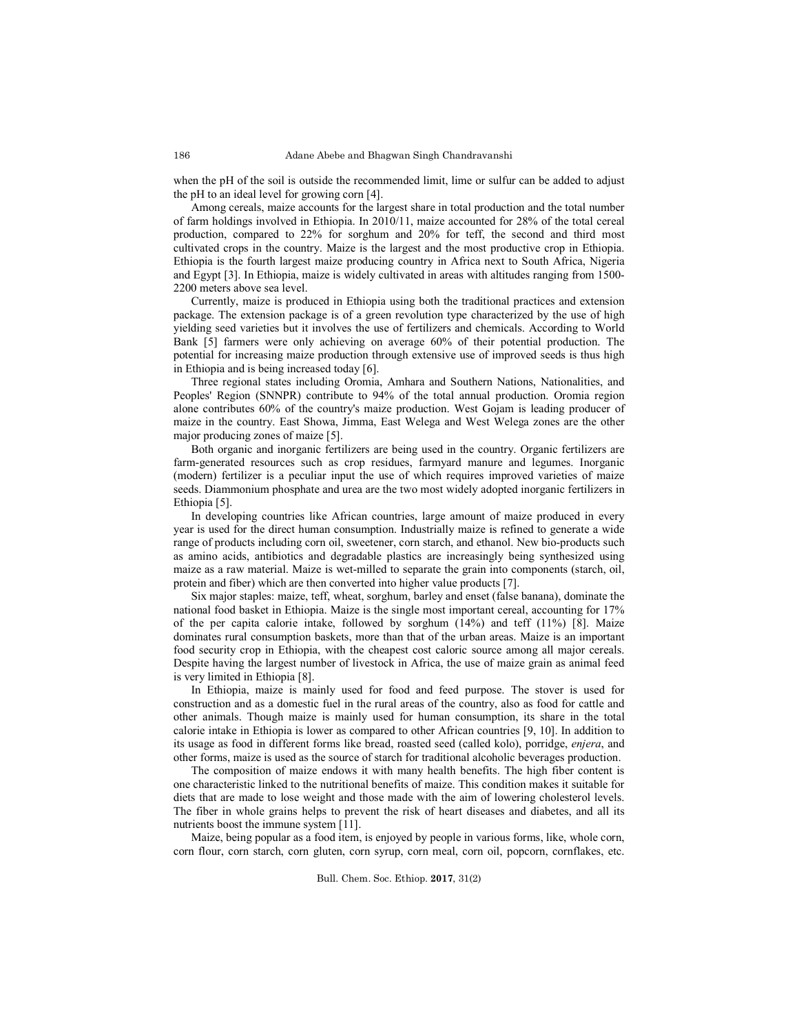when the pH of the soil is outside the recommended limit, lime or sulfur can be added to adjust the pH to an ideal level for growing corn [4].

Among cereals, maize accounts for the largest share in total production and the total number of farm holdings involved in Ethiopia. In 2010/11, maize accounted for 28% of the total cereal production, compared to 22% for sorghum and 20% for teff, the second and third most cultivated crops in the country. Maize is the largest and the most productive crop in Ethiopia. Ethiopia is the fourth largest maize producing country in Africa next to South Africa, Nigeria and Egypt [3]. In Ethiopia, maize is widely cultivated in areas with altitudes ranging from 1500-2200 meters above sea level.

Currently, maize is produced in Ethiopia using both the traditional practices and extension package. The extension package is of a green revolution type characterized by the use of high yielding seed varieties but it involves the use of fertilizers and chemicals. According to World Bank [5] farmers were only achieving on average 60% of their potential production. The potential for increasing maize production through extensive use of improved seeds is thus high in Ethiopia and is being increased today [6].

Three regional states including Oromia, Amhara and Southern Nations, Nationalities, and Peoples' Region (SNNPR) contribute to 94% of the total annual production. Oromia region alone contributes 60% of the country's maize production. West Gojam is leading producer of maize in the country. East Showa, Jimma, East Welega and West Welega zones are the other major producing zones of maize [5].

Both organic and inorganic fertilizers are being used in the country. Organic fertilizers are farm-generated resources such as crop residues, farmyard manure and legumes. Inorganic (modern) fertilizer is a peculiar input the use of which requires improved varieties of maize seeds. Diammonium phosphate and urea are the two most widely adopted inorganic fertilizers in Ethiopia [5].

In developing countries like African countries, large amount of maize produced in every year is used for the direct human consumption. Industrially maize is refined to generate a wide range of products including corn oil, sweetener, corn starch, and ethanol. New bio-products such as amino acids, antibiotics and degradable plastics are increasingly being synthesized using maize as a raw material. Maize is wet-milled to separate the grain into components (starch, oil, protein and fiber) which are then converted into higher value products [7].

Six major staples: maize, teff, wheat, sorghum, barley and enset (false banana), dominate the national food basket in Ethiopia. Maize is the single most important cereal, accounting for 17% of the per capita calorie intake, followed by sorghum (14%) and teff (11%) [8]. Maize dominates rural consumption baskets, more than that of the urban areas. Maize is an important food security crop in Ethiopia, with the cheapest cost caloric source among all major cereals. Despite having the largest number of livestock in Africa, the use of maize grain as animal feed is very limited in Ethiopia [8].

In Ethiopia, maize is mainly used for food and feed purpose. The stover is used for construction and as a domestic fuel in the rural areas of the country, also as food for cattle and other animals. Though maize is mainly used for human consumption, its share in the total calorie intake in Ethiopia is lower as compared to other African countries [9, 10]. In addition to its usage as food in different forms like bread, roasted seed (called kolo), porridge, *enjera*, and other forms, maize is used as the source of starch for traditional alcoholic beverages production.

The composition of maize endows it with many health benefits. The high fiber content is one characteristic linked to the nutritional benefits of maize. This condition makes it suitable for diets that are made to lose weight and those made with the aim of lowering cholesterol levels. The fiber in whole grains helps to prevent the risk of heart diseases and diabetes, and all its nutrients boost the immune system [11].

Maize, being popular as a food item, is enjoyed by people in various forms, like, whole corn, corn flour, corn starch, corn gluten, corn syrup, corn meal, corn oil, popcorn, cornflakes, etc.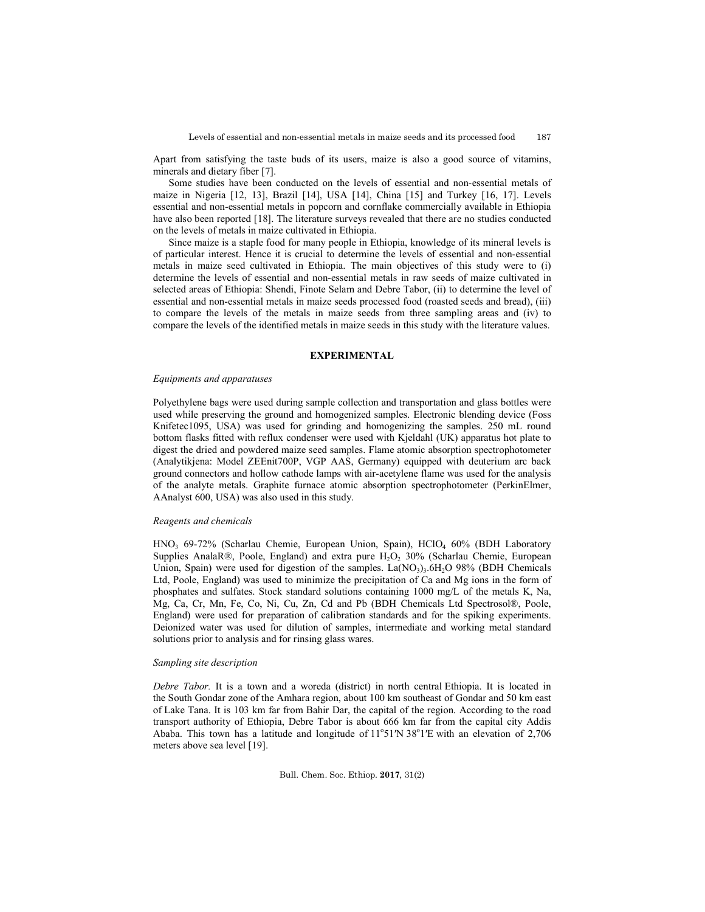Apart from satisfying the taste buds of its users, maize is also a good source of vitamins, minerals and dietary fiber [7].

Some studies have been conducted on the levels of essential and non-essential metals of maize in Nigeria [12, 13], Brazil [14], USA [14], China [15] and Turkey [16, 17]. Levels essential and non-essential metals in popcorn and cornflake commercially available in Ethiopia have also been reported [18]. The literature surveys revealed that there are no studies conducted on the levels of metals in maize cultivated in Ethiopia.

Since maize is a staple food for many people in Ethiopia, knowledge of its mineral levels is of particular interest. Hence it is crucial to determine the levels of essential and non-essential metals in maize seed cultivated in Ethiopia. The main objectives of this study were to (i) determine the levels of essential and non-essential metals in raw seeds of maize cultivated in selected areas of Ethiopia: Shendi, Finote Selam and Debre Tabor, (ii) to determine the level of essential and non-essential metals in maize seeds processed food (roasted seeds and bread), (iii) to compare the levels of the metals in maize seeds from three sampling areas and (iv) to compare the levels of the identified metals in maize seeds in this study with the literature values.

## EXPERIMENTAL

### *Equipments and apparatuses*

Polyethylene bags were used during sample collection and transportation and glass bottles were used while preserving the ground and homogenized samples. Electronic blending device (Foss Knifetec1095, USA) was used for grinding and homogenizing the samples. 250 mL round bottom flasks fitted with reflux condenser were used with Kjeldahl (UK) apparatus hot plate to digest the dried and powdered maize seed samples. Flame atomic absorption spectrophotometer (Analytikjena: Model ZEEnit700P, VGP AAS, Germany) equipped with deuterium arc back ground connectors and hollow cathode lamps with air-acetylene flame was used for the analysis of the analyte metals. Graphite furnace atomic absorption spectrophotometer (PerkinElmer, AAnalyst 600, USA) was also used in this study.

### *Reagents and chemicals*

$HNO_3$ 69-72% (Scharlau Chemie, European Union, Spain), $HClO_4$ 60% (BDH Laboratory Supplies AnalaR®, Poole, England) and extra pure $H_2O_2$ 30% (Scharlau Chemie, European Union, Spain) were used for digestion of the samples. $La(NO_3)_3.6H_2O$ 98% (BDH Chemicals Ltd, Poole, England) was used to minimize the precipitation of Ca and Mg ions in the form of phosphates and sulfates. Stock standard solutions containing 1000 mg/L of the metals K, Na, Mg, Ca, Cr, Mn, Fe, Co, Ni, Cu, Zn, Cd and Pb (BDH Chemicals Ltd Spectrosol®, Poole, England) were used for preparation of calibration standards and for the spiking experiments. Deionized water was used for dilution of samples, intermediate and working metal standard solutions prior to analysis and for rinsing glass wares.

### *Sampling site description*

*Debre Tabor.* It is a town and a woreda (district) in north central Ethiopia. It is located in the South Gondar zone of the Amhara region, about 100 km southeast of Gondar and 50 km east of Lake Tana. It is 103 km far from Bahir Dar, the capital of the region. According to the road transport authority of Ethiopia, Debre Tabor is about 666 km far from the capital city Addis Ababa. This town has a latitude and longitude of 11°51′N 38°1′E with an elevation of 2,706 meters above sea level [19].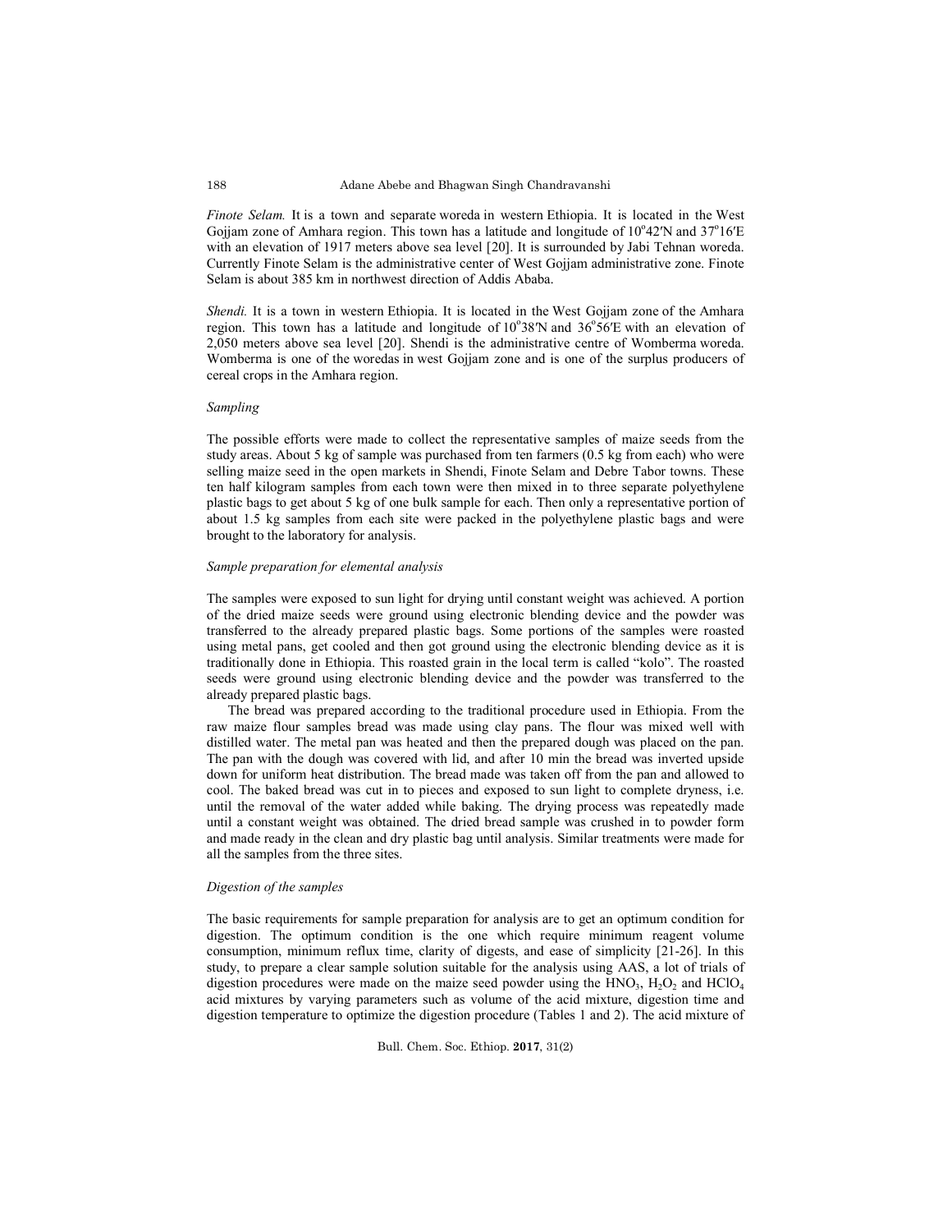*Finote Selam.* It is a town and separate woreda in western Ethiopia. It is located in the West Gojjam zone of Amhara region. This town has a latitude and longitude of 10°42′N and 37°16′E with an elevation of 1917 meters above sea level [20]. It is surrounded by Jabi Tehnan woreda. Currently Finote Selam is the administrative center of West Gojjam administrative zone. Finote Selam is about 385 km in northwest direction of Addis Ababa.

*Shendi.* It is a town in western Ethiopia. It is located in the West Gojjam zone of the Amhara region. This town has a latitude and longitude of 10°38′N and 36°56′E with an elevation of 2,050 meters above sea level [20]. Shendi is the administrative centre of Womberma woreda. Womberma is one of the woredas in west Gojjam zone and is one of the surplus producers of cereal crops in the Amhara region.

### *Sampling*

The possible efforts were made to collect the representative samples of maize seeds from the study areas. About 5 kg of sample was purchased from ten farmers (0.5 kg from each) who were selling maize seed in the open markets in Shendi, Finote Selam and Debre Tabor towns. These ten half kilogram samples from each town were then mixed in to three separate polyethylene plastic bags to get about 5 kg of one bulk sample for each. Then only a representative portion of about 1.5 kg samples from each site were packed in the polyethylene plastic bags and were brought to the laboratory for analysis.

### *Sample preparation for elemental analysis*

The samples were exposed to sun light for drying until constant weight was achieved. A portion of the dried maize seeds were ground using electronic blending device and the powder was transferred to the already prepared plastic bags. Some portions of the samples were roasted using metal pans, get cooled and then got ground using the electronic blending device as it is traditionally done in Ethiopia. This roasted grain in the local term is called "kolo". The roasted seeds were ground using electronic blending device and the powder was transferred to the already prepared plastic bags.

The bread was prepared according to the traditional procedure used in Ethiopia. From the raw maize flour samples bread was made using clay pans. The flour was mixed well with distilled water. The metal pan was heated and then the prepared dough was placed on the pan. The pan with the dough was covered with lid, and after 10 min the bread was inverted upside down for uniform heat distribution. The bread made was taken off from the pan and allowed to cool. The baked bread was cut in to pieces and exposed to sun light to complete dryness, i.e. until the removal of the water added while baking. The drying process was repeatedly made until a constant weight was obtained. The dried bread sample was crushed in to powder form and made ready in the clean and dry plastic bag until analysis. Similar treatments were made for all the samples from the three sites.

### *Digestion of the samples*

The basic requirements for sample preparation for analysis are to get an optimum condition for digestion. The optimum condition is the one which require minimum reagent volume consumption, minimum reflux time, clarity of digests, and ease of simplicity [21-26]. In this study, to prepare a clear sample solution suitable for the analysis using AAS, a lot of trials of digestion procedures were made on the maize seed powder using the $HNO_3$, $H_2O_2$ and $HClO_4$ acid mixtures by varying parameters such as volume of the acid mixture, digestion time and digestion temperature to optimize the digestion procedure (Tables 1 and 2). The acid mixture of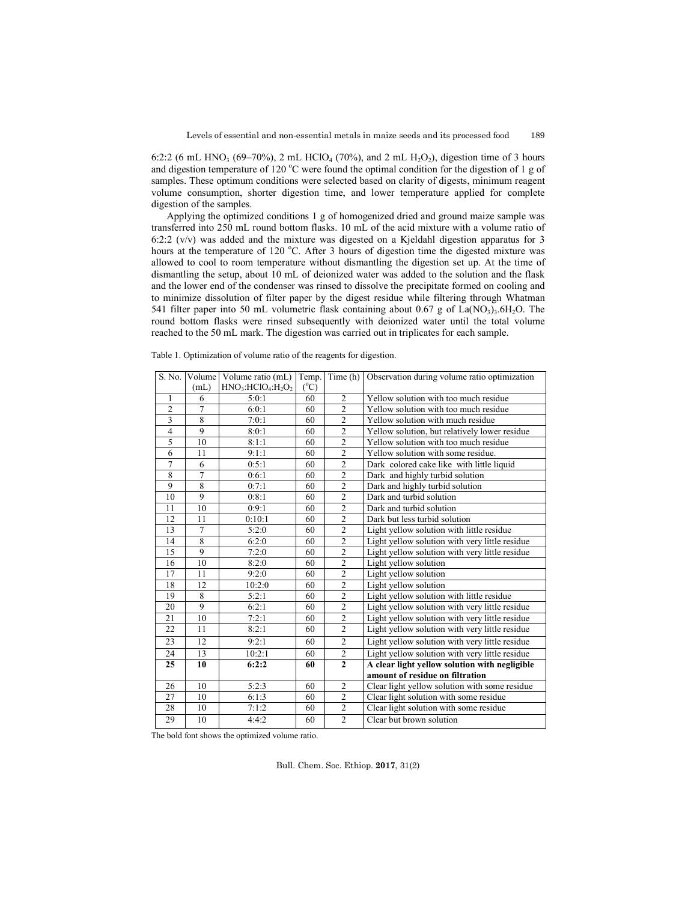6:2:2 (6 mL $HNO_3$ (69–70%), 2 mL $HClO_4$ (70%), and 2 mL $H_2O_2$), digestion time of 3 hours and digestion temperature of 120 °C were found the optimal condition for the digestion of 1 g of samples. These optimum conditions were selected based on clarity of digests, minimum reagent volume consumption, shorter digestion time, and lower temperature applied for complete digestion of the samples.

Applying the optimized conditions 1 g of homogenized dried and ground maize sample was transferred into 250 mL round bottom flasks. 10 mL of the acid mixture with a volume ratio of 6:2:2 (v/v) was added and the mixture was digested on a Kjeldahl digestion apparatus for 3 hours at the temperature of 120 °C. After 3 hours of digestion time the digested mixture was allowed to cool to room temperature without dismantling the digestion set up. At the time of dismantling the setup, about 10 mL of deionized water was added to the solution and the flask and the lower end of the condenser was rinsed to dissolve the precipitate formed on cooling and to minimize dissolution of filter paper by the digest residue while filtering through Whatman 541 filter paper into 50 mL volumetric flask containing about 0.67 g of $La(NO_3)_3.6H_2O$. The round bottom flasks were rinsed subsequently with deionized water until the total volume reached to the 50 mL mark. The digestion was carried out in triplicates for each sample.

Table 1. Optimization of volume ratio of the reagents for digestion.

| S. No. | Volume (mL) | Volume ratio (mL) $HNO_3$:$HClO_4$:$H_2O_2$ | Temp. (°C) | Time (h) | Observation during volume ratio optimization |
|---|---|---|---|---|---|
| 1 | 6 | 5:0:1 | 60 | 2 | Yellow solution with too much residue |
| 2 | 7 | 6:0:1 | 60 | 2 | Yellow solution with too much residue |
| 3 | 8 | 7:0:1 | 60 | 2 | Yellow solution with much residue |
| 4 | 9 | 8:0:1 | 60 | 2 | Yellow solution, but relatively lower residue |
| 5 | 10 | 8:1:1 | 60 | 2 | Yellow solution with too much residue |
| 6 | 11 | 9:1:1 | 60 | 2 | Yellow solution with some residue. |
| 7 | 6 | 0:5:1 | 60 | 2 | Dark colored cake like with little liquid |
| 8 | 7 | 0:6:1 | 60 | 2 | Dark and highly turbid solution |
| 9 | 8 | 0:7:1 | 60 | 2 | Dark and highly turbid solution |
| 10 | 9 | 0:8:1 | 60 | 2 | Dark and turbid solution |
| 11 | 10 | 0:9:1 | 60 | 2 | Dark and turbid solution |
| 12 | 11 | 0:10:1 | 60 | 2 | Dark but less turbid solution |
| 13 | 7 | 5:2:0 | 60 | 2 | Light yellow solution with little residue |
| 14 | 8 | 6:2:0 | 60 | 2 | Light yellow solution with very little residue |
| 15 | 9 | 7:2:0 | 60 | 2 | Light yellow solution with very little residue |
| 16 | 10 | 8:2:0 | 60 | 2 | Light yellow solution |
| 17 | 11 | 9:2:0 | 60 | 2 | Light yellow solution |
| 18 | 12 | 10:2:0 | 60 | 2 | Light yellow solution |
| 19 | 8 | 5:2:1 | 60 | 2 | Light yellow solution with little residue |
| 20 | 9 | 6:2:1 | 60 | 2 | Light yellow solution with very little residue |
| 21 | 10 | 7:2:1 | 60 | 2 | Light yellow solution with very little residue |
| 22 | 11 | 8:2:1 | 60 | 2 | Light yellow solution with very little residue |
| 23 | 12 | 9:2:1 | 60 | 2 | Light yellow solution with very little residue |
| 24 | 13 | 10:2:1 | 60 | 2 | Light yellow solution with very little residue |
| **25** | **10** | **6:2:2** | **60** | **2** | **A clear light yellow solution with negligible amount of residue on filtration** |
| 26 | 10 | 5:2:3 | 60 | 2 | Clear light yellow solution with some residue |
| 27 | 10 | 6:1:3 | 60 | 2 | Clear light solution with some residue |
| 28 | 10 | 7:1:2 | 60 | 2 | Clear light solution with some residue |
| 29 | 10 | 4:4:2 | 60 | 2 | Clear but brown solution |

The bold font shows the optimized volume ratio.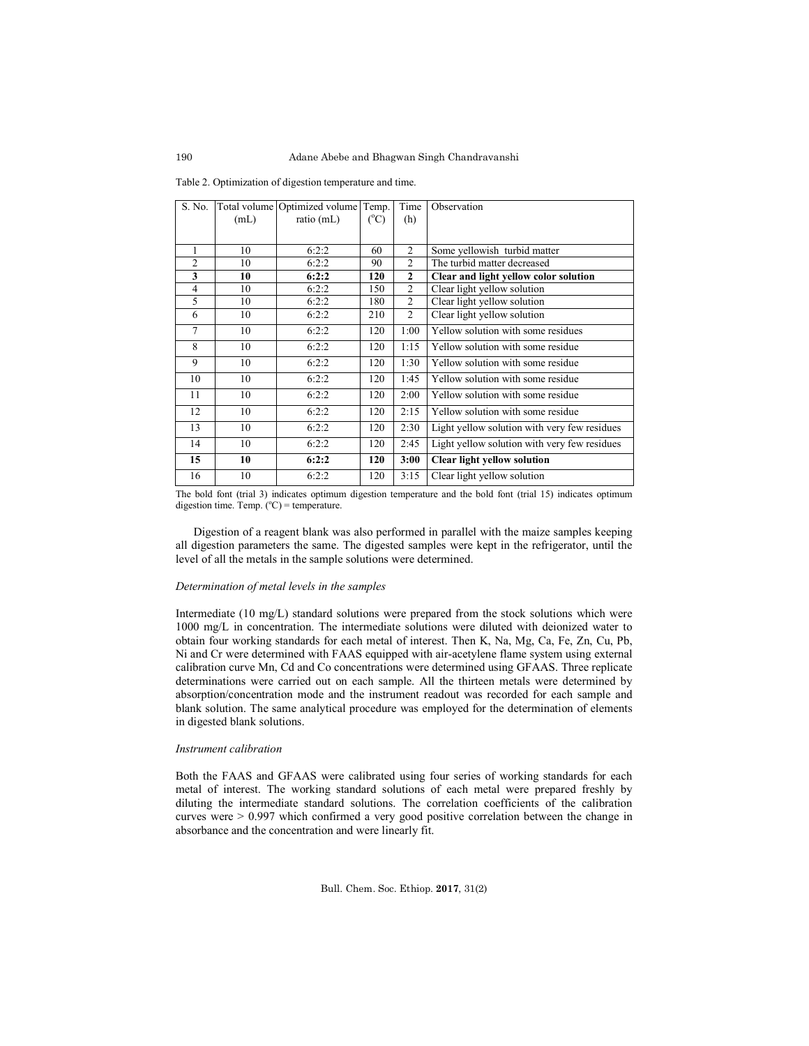Table 2. Optimization of digestion temperature and time.

| S. No. | Total volume (mL) | Optimized volume ratio (mL) | Temp. (°C) | Time (h) | Observation |
|---|---|---|---|---|---|
| 1 | 10 | 6:2:2 | 60 | 2 | Some yellowish turbid matter |
| 2 | 10 | 6:2:2 | 90 | 2 | The turbid matter decreased |
| **3** | **10** | **6:2:2** | **120** | **2** | **Clear and light yellow color solution** |
| 4 | 10 | 6:2:2 | 150 | 2 | Clear light yellow solution |
| 5 | 10 | 6:2:2 | 180 | 2 | Clear light yellow solution |
| 6 | 10 | 6:2:2 | 210 | 2 | Clear light yellow solution |
| 7 | 10 | 6:2:2 | 120 | 1:00 | Yellow solution with some residues |
| 8 | 10 | 6:2:2 | 120 | 1:15 | Yellow solution with some residue |
| 9 | 10 | 6:2:2 | 120 | 1:30 | Yellow solution with some residue |
| 10 | 10 | 6:2:2 | 120 | 1:45 | Yellow solution with some residue |
| 11 | 10 | 6:2:2 | 120 | 2:00 | Yellow solution with some residue |
| 12 | 10 | 6:2:2 | 120 | 2:15 | Yellow solution with some residue |
| 13 | 10 | 6:2:2 | 120 | 2:30 | Light yellow solution with very few residues |
| 14 | 10 | 6:2:2 | 120 | 2:45 | Light yellow solution with very few residues |
| **15** | **10** | **6:2:2** | **120** | **3:00** | **Clear light yellow solution** |
| 16 | 10 | 6:2:2 | 120 | 3:15 | Clear light yellow solution |

The bold font (trial 3) indicates optimum digestion temperature and the bold font (trial 15) indicates optimum digestion time. Temp. (°C) = temperature.

Digestion of a reagent blank was also performed in parallel with the maize samples keeping all digestion parameters the same. The digested samples were kept in the refrigerator, until the level of all the metals in the sample solutions were determined.

*Determination of metal levels in the samples*

Intermediate (10 mg/L) standard solutions were prepared from the stock solutions which were 1000 mg/L in concentration. The intermediate solutions were diluted with deionized water to obtain four working standards for each metal of interest. Then K, Na, Mg, Ca, Fe, Zn, Cu, Pb, Ni and Cr were determined with FAAS equipped with air-acetylene flame system using external calibration curve Mn, Cd and Co concentrations were determined using GFAAS. Three replicate determinations were carried out on each sample. All the thirteen metals were determined by absorption/concentration mode and the instrument readout was recorded for each sample and blank solution. The same analytical procedure was employed for the determination of elements in digested blank solutions.

*Instrument calibration*

Both the FAAS and GFAAS were calibrated using four series of working standards for each metal of interest. The working standard solutions of each metal were prepared freshly by diluting the intermediate standard solutions. The correlation coefficients of the calibration curves were > 0.997 which confirmed a very good positive correlation between the change in absorbance and the concentration and were linearly fit.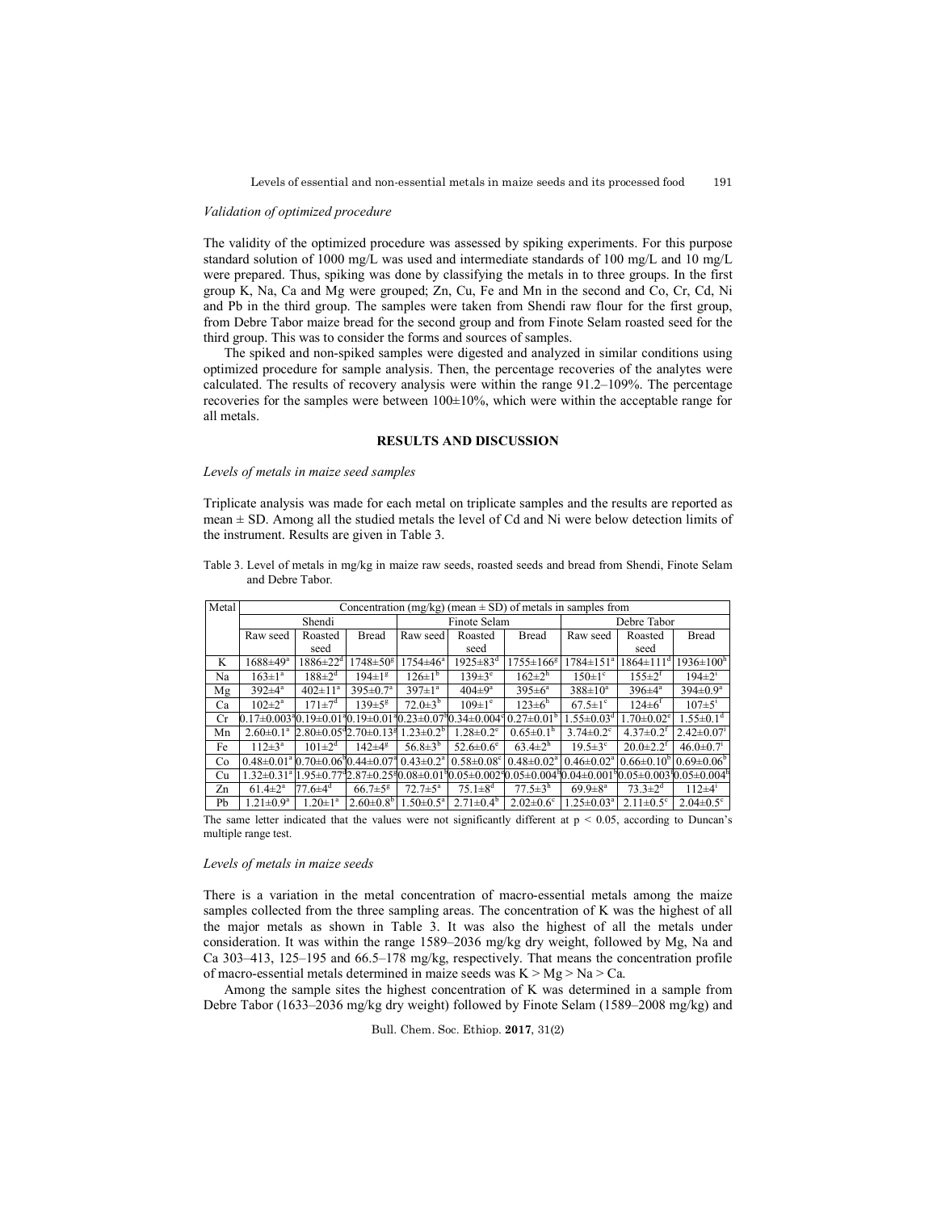### *Validation of optimized procedure*

The validity of the optimized procedure was assessed by spiking experiments. For this purpose standard solution of 1000 mg/L was used and intermediate standards of 100 mg/L and 10 mg/L were prepared. Thus, spiking was done by classifying the metals in to three groups. In the first group K, Na, Ca and Mg were grouped; Zn, Cu, Fe and Mn in the second and Co, Cr, Cd, Ni and Pb in the third group. The samples were taken from Shendi raw flour for the first group, from Debre Tabor maize bread for the second group and from Finote Selam roasted seed for the third group. This was to consider the forms and sources of samples.

The spiked and non-spiked samples were digested and analyzed in similar conditions using optimized procedure for sample analysis. Then, the percentage recoveries of the analytes were calculated. The results of recovery analysis were within the range 91.2–109%. The percentage recoveries for the samples were between 100±10%, which were within the acceptable range for all metals.

## RESULTS AND DISCUSSION

### *Levels of metals in maize seed samples*

Triplicate analysis was made for each metal on triplicate samples and the results are reported as mean ± SD. Among all the studied metals the level of Cd and Ni were below detection limits of the instrument. Results are given in Table 3.

Table 3. Level of metals in mg/kg in maize raw seeds, roasted seeds and bread from Shendi, Finote Selam and Debre Tabor.

| Metal | Concentration (mg/kg) (mean ± SD) of metals in samples from | | | | | | | | |
|---|---|---|---|---|---|---|---|---|---|
| | Shendi | | | Finote Selam | | | Debre Tabor | | |
| | Raw seed | Roasted seed | Bread | Raw seed | Roasted seed | Bread | Raw seed | Roasted seed | Bread |
| K | 1688±49[a] | 1886±22[d] | 1748±50[g] | 1754±46[a] | 1925±83[d] | 1755±166[g] | 1784±151[a] | 1864±111[d] | 1936±100[h] |
| Na | 163±1[a] | 188±2[d] | 194±1[g] | 126±1[b] | 139±3[e] | 162±2[h] | 150±1[c] | 155±2[f] | 194±2[i] |
| Mg | 392±4[a] | 402±11[a] | 395±0.7[a] | 397±1[a] | 404±9[a] | 395±6[a] | 388±10[a] | 396±4[a] | 394±0.9[a] |
| Ca | 102±2[a] | 171±7[d] | 139±5[g] | 72.0±3[b] | 109±1[e] | 123±6[h] | 67.5±1[c] | 124±6[f] | 107±5[i] |
| Cr | 0.17±0.003[a] | 0.19±0.01[a] | 0.19±0.01[a] | 0.23±0.07[b] | 0.34±0.004[c] | 0.27±0.01[b] | 1.55±0.03[d] | 1.70±0.02[e] | 1.55±0.1[d] |
| Mn | 2.60±0.1[a] | 2.80±0.05[d] | 2.70±0.13[g] | 1.23±0.2[b] | 1.28±0.2[e] | 0.65±0.1[h] | 3.74±0.2[c] | 4.37±0.2[f] | 2.42±0.07[i] |
| Fe | 112±3[a] | 101±2[d] | 142±4[g] | 56.8±3[b] | 52.6±0.6[e] | 63.4±2[h] | 19.5±3[c] | 20.0±2.2[f] | 46.0±0.7[i] |
| Co | 0.48±0.01[a] | 0.70±0.06[b] | 0.44±0.07[a] | 0.43±0.2[a] | 0.58±0.08[c] | 0.48±0.02[a] | 0.46±0.02[a] | 0.66±0.10[b] | 0.69±0.06[b] |
| Cu | 1.32±0.31[a] | 1.95±0.77[a] | 2.87±0.25[a] | 0.08±0.01[b] | 0.05±0.002[a] | 0.05±0.004[b] | 0.04±0.001[b] | 0.05±0.003[a] | 0.05±0.004[b] |
| Zn | 61.4±2[a] | 77.6±4[d] | 66.7±5[g] | 72.7±5[a] | 75.1±8[d] | 77.5±3[h] | 69.9±8[a] | 73.3±2[d] | 112±4[i] |
| Pb | 1.21±0.9[a] | 1.20±1[a] | 2.60±0.8[b] | 1.50±0.5[a] | 2.71±0.4[b] | 2.02±0.6[c] | 1.25±0.03[a] | 2.11±0.5[c] | 2.04±0.5[c] |

The same letter indicated that the values were not significantly different at $p < 0.05$, according to Duncan's multiple range test.

### *Levels of metals in maize seeds*

There is a variation in the metal concentration of macro-essential metals among the maize samples collected from the three sampling areas. The concentration of K was the highest of all the major metals as shown in Table 3. It was also the highest of all the metals under consideration. It was within the range 1589–2036 mg/kg dry weight, followed by Mg, Na and Ca 303–413, 125–195 and 66.5–178 mg/kg, respectively. That means the concentration profile of macro-essential metals determined in maize seeds was K > Mg > Na > Ca.

Among the sample sites the highest concentration of K was determined in a sample from Debre Tabor (1633–2036 mg/kg dry weight) followed by Finote Selam (1589–2008 mg/kg) and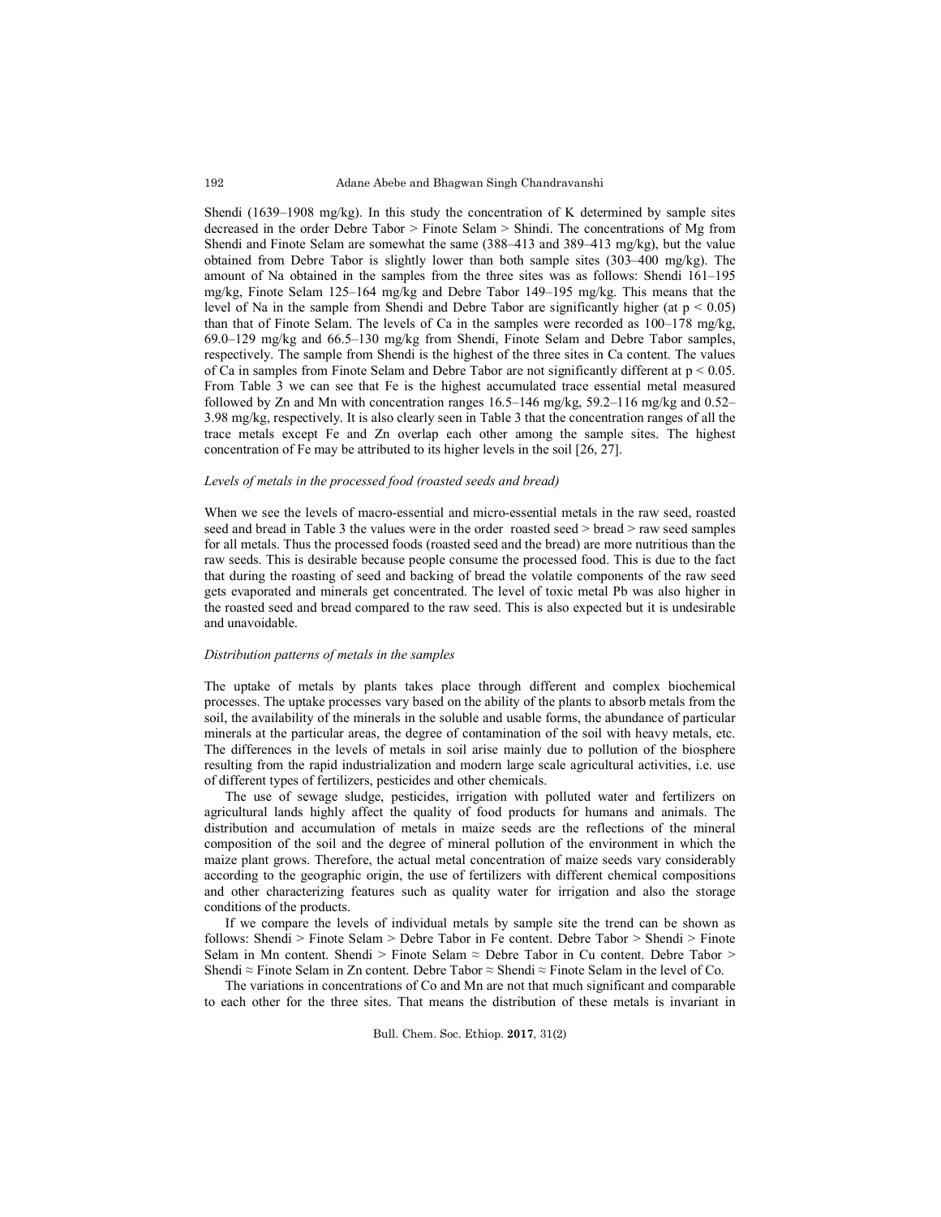Shendi (1639–1908 mg/kg). In this study the concentration of K determined by sample sites decreased in the order Debre Tabor > Finote Selam > Shindi. The concentrations of Mg from Shendi and Finote Selam are somewhat the same (388–413 and 389–413 mg/kg), but the value obtained from Debre Tabor is slightly lower than both sample sites (303–400 mg/kg). The amount of Na obtained in the samples from the three sites was as follows: Shendi 161–195 mg/kg, Finote Selam 125–164 mg/kg and Debre Tabor 149–195 mg/kg. This means that the level of Na in the sample from Shendi and Debre Tabor are significantly higher (at $p < 0.05$) than that of Finote Selam. The levels of Ca in the samples were recorded as 100–178 mg/kg, 69.0–129 mg/kg and 66.5–130 mg/kg from Shendi, Finote Selam and Debre Tabor samples, respectively. The sample from Shendi is the highest of the three sites in Ca content. The values of Ca in samples from Finote Selam and Debre Tabor are not significantly different at $p < 0.05$. From Table 3 we can see that Fe is the highest accumulated trace essential metal measured followed by Zn and Mn with concentration ranges 16.5–146 mg/kg, 59.2–116 mg/kg and 0.52–3.98 mg/kg, respectively. It is also clearly seen in Table 3 that the concentration ranges of all the trace metals except Fe and Zn overlap each other among the sample sites. The highest concentration of Fe may be attributed to its higher levels in the soil [26, 27].

*Levels of metals in the processed food (roasted seeds and bread)*

When we see the levels of macro-essential and micro-essential metals in the raw seed, roasted seed and bread in Table 3 the values were in the order roasted seed > bread > raw seed samples for all metals. Thus the processed foods (roasted seed and the bread) are more nutritious than the raw seeds. This is desirable because people consume the processed food. This is due to the fact that during the roasting of seed and backing of bread the volatile components of the raw seed gets evaporated and minerals get concentrated. The level of toxic metal Pb was also higher in the roasted seed and bread compared to the raw seed. This is also expected but it is undesirable and unavoidable.

*Distribution patterns of metals in the samples*

The uptake of metals by plants takes place through different and complex biochemical processes. The uptake processes vary based on the ability of the plants to absorb metals from the soil, the availability of the minerals in the soluble and usable forms, the abundance of particular minerals at the particular areas, the degree of contamination of the soil with heavy metals, etc. The differences in the levels of metals in soil arise mainly due to pollution of the biosphere resulting from the rapid industrialization and modern large scale agricultural activities, i.e. use of different types of fertilizers, pesticides and other chemicals.

The use of sewage sludge, pesticides, irrigation with polluted water and fertilizers on agricultural lands highly affect the quality of food products for humans and animals. The distribution and accumulation of metals in maize seeds are the reflections of the mineral composition of the soil and the degree of mineral pollution of the environment in which the maize plant grows. Therefore, the actual metal concentration of maize seeds vary considerably according to the geographic origin, the use of fertilizers with different chemical compositions and other characterizing features such as quality water for irrigation and also the storage conditions of the products.

If we compare the levels of individual metals by sample site the trend can be shown as follows: Shendi > Finote Selam > Debre Tabor in Fe content. Debre Tabor > Shendi > Finote Selam in Mn content. Shendi > Finote Selam ≈ Debre Tabor in Cu content. Debre Tabor > Shendi ≈ Finote Selam in Zn content. Debre Tabor ≈ Shendi ≈ Finote Selam in the level of Co.

The variations in concentrations of Co and Mn are not that much significant and comparable to each other for the three sites. That means the distribution of these metals is invariant in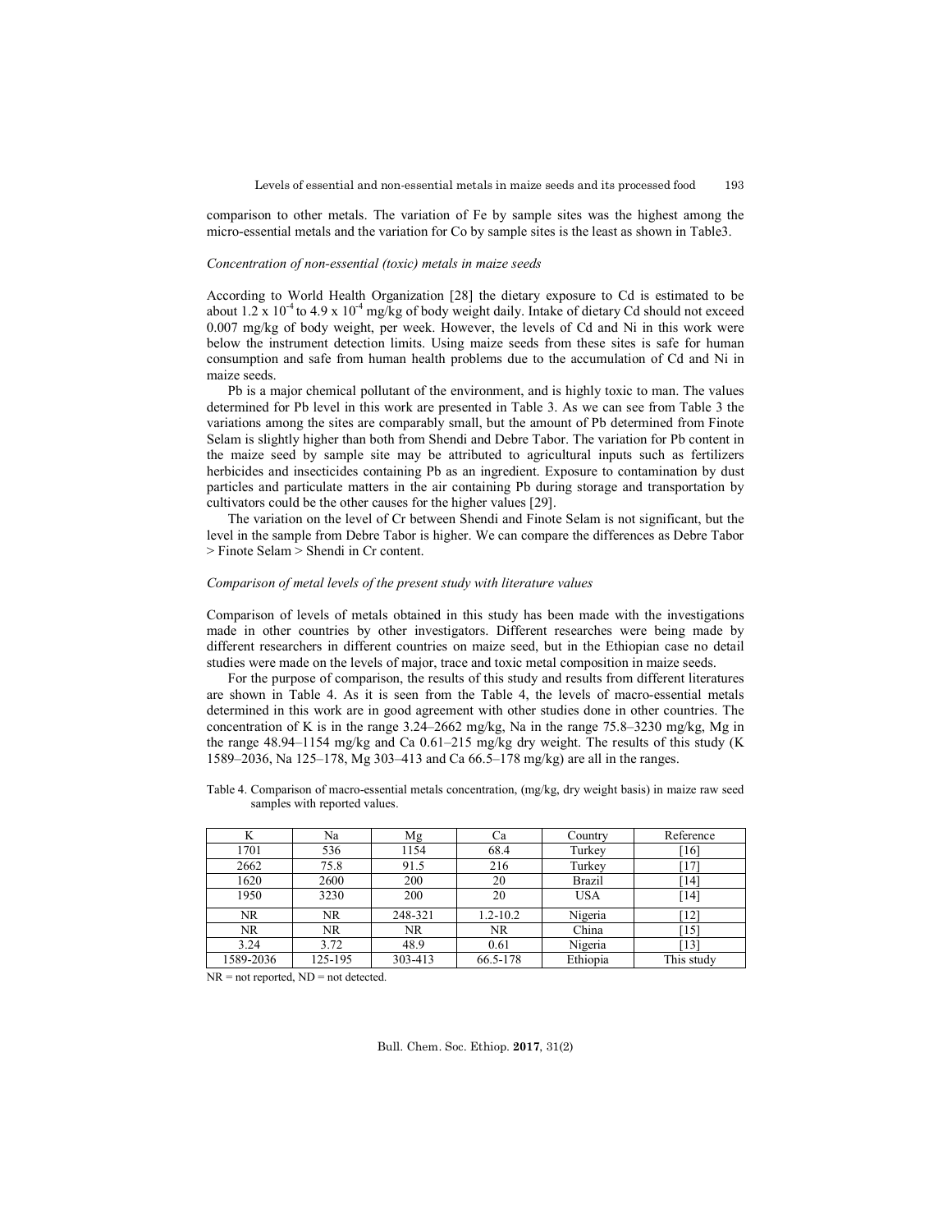comparison to other metals. The variation of Fe by sample sites was the highest among the micro-essential metals and the variation for Co by sample sites is the least as shown in Table3.

*Concentration of non-essential (toxic) metals in maize seeds*

According to World Health Organization [28] the dietary exposure to Cd is estimated to be about $1.2 \times 10^{-4}$ to $4.9 \times 10^{-4}$ mg/kg of body weight daily. Intake of dietary Cd should not exceed 0.007 mg/kg of body weight, per week. However, the levels of Cd and Ni in this work were below the instrument detection limits. Using maize seeds from these sites is safe for human consumption and safe from human health problems due to the accumulation of Cd and Ni in maize seeds.

Pb is a major chemical pollutant of the environment, and is highly toxic to man. The values determined for Pb level in this work are presented in Table 3. As we can see from Table 3 the variations among the sites are comparably small, but the amount of Pb determined from Finote Selam is slightly higher than both from Shendi and Debre Tabor. The variation for Pb content in the maize seed by sample site may be attributed to agricultural inputs such as fertilizers herbicides and insecticides containing Pb as an ingredient. Exposure to contamination by dust particles and particulate matters in the air containing Pb during storage and transportation by cultivators could be the other causes for the higher values [29].

The variation on the level of Cr between Shendi and Finote Selam is not significant, but the level in the sample from Debre Tabor is higher. We can compare the differences as Debre Tabor > Finote Selam > Shendi in Cr content.

*Comparison of metal levels of the present study with literature values*

Comparison of levels of metals obtained in this study has been made with the investigations made in other countries by other investigators. Different researches were being made by different researchers in different countries on maize seed, but in the Ethiopian case no detail studies were made on the levels of major, trace and toxic metal composition in maize seeds.

For the purpose of comparison, the results of this study and results from different literatures are shown in Table 4. As it is seen from the Table 4, the levels of macro-essential metals determined in this work are in good agreement with other studies done in other countries. The concentration of K is in the range 3.24–2662 mg/kg, Na in the range 75.8–3230 mg/kg, Mg in the range 48.94–1154 mg/kg and Ca 0.61–215 mg/kg dry weight. The results of this study (K 1589–2036, Na 125–178, Mg 303–413 and Ca 66.5–178 mg/kg) are all in the ranges.

Table 4. Comparison of macro-essential metals concentration, (mg/kg, dry weight basis) in maize raw seed samples with reported values.

| K | Na | Mg | Ca | Country | Reference |
|---|---|---|---|---|---|
| 1701 | 536 | 1154 | 68.4 | Turkey | [16] |
| 2662 | 75.8 | 91.5 | 216 | Turkey | [17] |
| 1620 | 2600 | 200 | 20 | Brazil | [14] |
| 1950 | 3230 | 200 | 20 | USA | [14] |
| NR | NR | 248-321 | 1.2-10.2 | Nigeria | [12] |
| NR | NR | NR | NR | China | [15] |
| 3.24 | 3.72 | 48.9 | 0.61 | Nigeria | [13] |
| 1589-2036 | 125-195 | 303-413 | 66.5-178 | Ethiopia | This study |

NR = not reported, ND = not detected.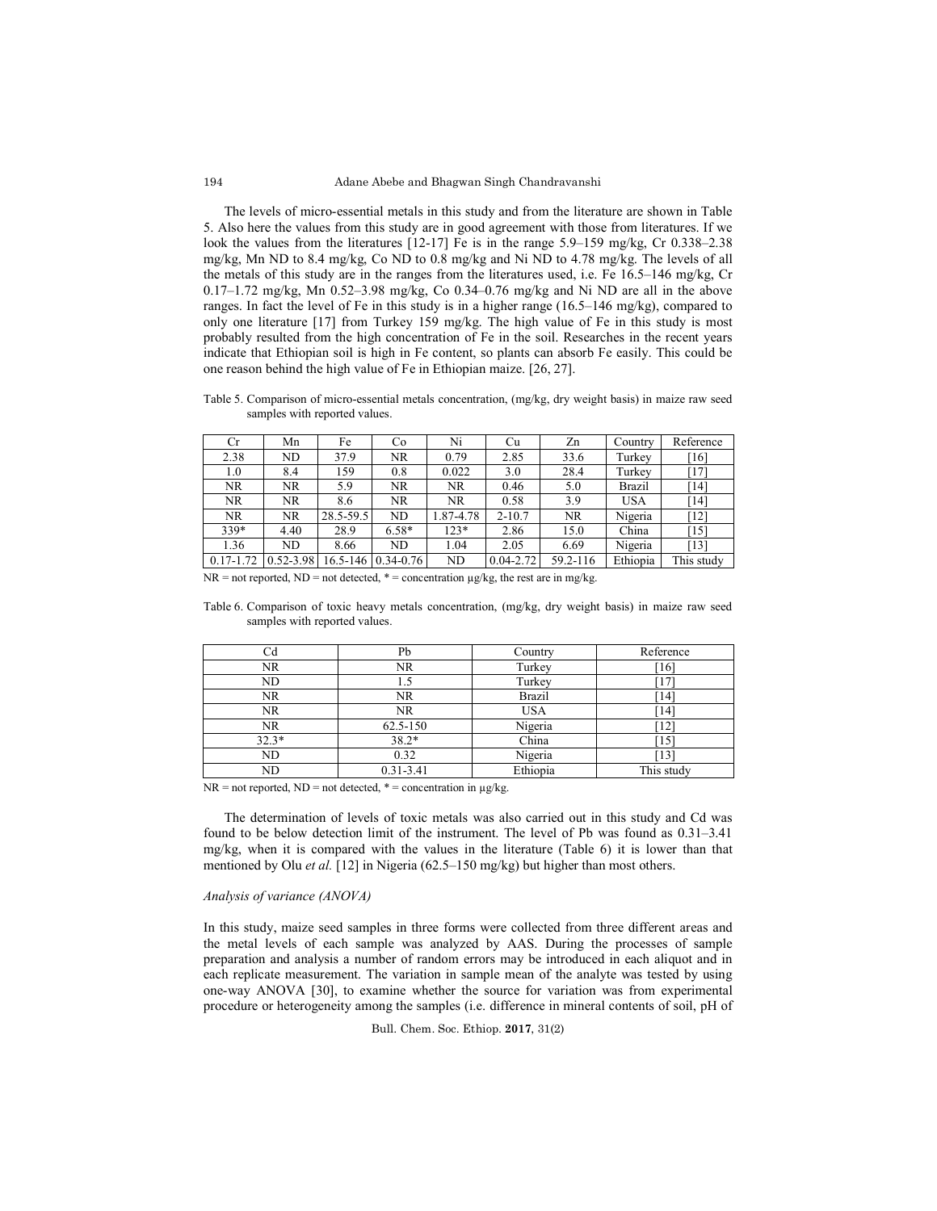The levels of micro-essential metals in this study and from the literature are shown in Table 5. Also here the values from this study are in good agreement with those from literatures. If we look the values from the literatures [12-17] Fe is in the range 5.9–159 mg/kg, Cr 0.338–2.38 mg/kg, Mn ND to 8.4 mg/kg, Co ND to 0.8 mg/kg and Ni ND to 4.78 mg/kg. The levels of all the metals of this study are in the ranges from the literatures used, i.e. Fe 16.5–146 mg/kg, Cr 0.17–1.72 mg/kg, Mn 0.52–3.98 mg/kg, Co 0.34–0.76 mg/kg and Ni ND are all in the above ranges. In fact the level of Fe in this study is in a higher range (16.5–146 mg/kg), compared to only one literature [17] from Turkey 159 mg/kg. The high value of Fe in this study is most probably resulted from the high concentration of Fe in the soil. Researches in the recent years indicate that Ethiopian soil is high in Fe content, so plants can absorb Fe easily. This could be one reason behind the high value of Fe in Ethiopian maize. [26, 27].

Table 5. Comparison of micro-essential metals concentration, (mg/kg, dry weight basis) in maize raw seed samples with reported values.

| Cr | Mn | Fe | Co | Ni | Cu | Zn | Country | Reference |
|---|---|---|---|---|---|---|---|---|
| 2.38 | ND | 37.9 | NR | 0.79 | 2.85 | 33.6 | Turkey | [16] |
| 1.0 | 8.4 | 159 | 0.8 | 0.022 | 3.0 | 28.4 | Turkey | [17] |
| NR | NR | 5.9 | NR | NR | 0.46 | 5.0 | Brazil | [14] |
| NR | NR | 8.6 | NR | NR | 0.58 | 3.9 | USA | [14] |
| NR | NR | 28.5-59.5 | ND | 1.87-4.78 | 2-10.7 | NR | Nigeria | [12] |
| 339* | 4.40 | 28.9 | 6.58* | 123* | 2.86 | 15.0 | China | [15] |
| 1.36 | ND | 8.66 | ND | 1.04 | 2.05 | 6.69 | Nigeria | [13] |
| 0.17-1.72 | 0.52-3.98 | 16.5-146 | 0.34-0.76 | ND | 0.04-2.72 | 59.2-116 | Ethiopia | This study |

NR = not reported, ND = not detected, * = concentration µg/kg, the rest are in mg/kg.

Table 6. Comparison of toxic heavy metals concentration, (mg/kg, dry weight basis) in maize raw seed samples with reported values.

| Cd | Pb | Country | Reference |
|---|---|---|---|
| NR | NR | Turkey | [16] |
| ND | 1.5 | Turkey | [17] |
| NR | NR | Brazil | [14] |
| NR | NR | USA | [14] |
| NR | 62.5-150 | Nigeria | [12] |
| 32.3* | 38.2* | China | [15] |
| ND | 0.32 | Nigeria | [13] |
| ND | 0.31-3.41 | Ethiopia | This study |

NR = not reported, ND = not detected, * = concentration in µg/kg.

The determination of levels of toxic metals was also carried out in this study and Cd was found to be below detection limit of the instrument. The level of Pb was found as 0.31–3.41 mg/kg, when it is compared with the values in the literature (Table 6) it is lower than that mentioned by Olu *et al.* [12] in Nigeria (62.5–150 mg/kg) but higher than most others.

*Analysis of variance (ANOVA)*

In this study, maize seed samples in three forms were collected from three different areas and the metal levels of each sample was analyzed by AAS. During the processes of sample preparation and analysis a number of random errors may be introduced in each aliquot and in each replicate measurement. The variation in sample mean of the analyte was tested by using one-way ANOVA [30], to examine whether the source for variation was from experimental procedure or heterogeneity among the samples (i.e. difference in mineral contents of soil, pH of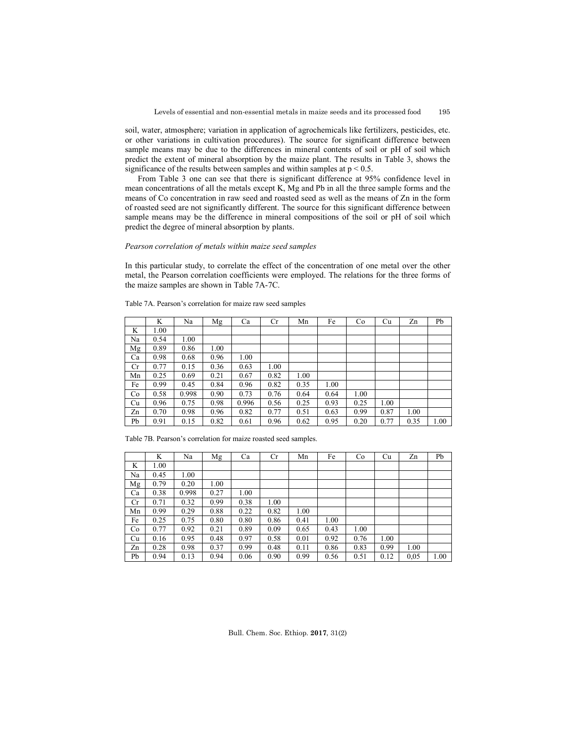soil, water, atmosphere; variation in application of agrochemicals like fertilizers, pesticides, etc. or other variations in cultivation procedures). The source for significant difference between sample means may be due to the differences in mineral contents of soil or pH of soil which predict the extent of mineral absorption by the maize plant. The results in Table 3, shows the significance of the results between samples and within samples at $p < 0.5$.

From Table 3 one can see that there is significant difference at 95% confidence level in mean concentrations of all the metals except K, Mg and Pb in all the three sample forms and the means of Co concentration in raw seed and roasted seed as well as the means of Zn in the form of roasted seed are not significantly different. The source for this significant difference between sample means may be the difference in mineral compositions of the soil or pH of soil which predict the degree of mineral absorption by plants.

*Pearson correlation of metals within maize seed samples*

In this particular study, to correlate the effect of the concentration of one metal over the other metal, the Pearson correlation coefficients were employed. The relations for the three forms of the maize samples are shown in Table 7A-7C.

Table 7A. Pearson's correlation for maize raw seed samples

| | K | Na | Mg | Ca | Cr | Mn | Fe | Co | Cu | Zn | Pb |
|---|---|---|---|---|---|---|---|---|---|---|---|
| K | 1.00 | | | | | | | | | | |
| Na | 0.54 | 1.00 | | | | | | | | | |
| Mg | 0.89 | 0.86 | 1.00 | | | | | | | | |
| Ca | 0.98 | 0.68 | 0.96 | 1.00 | | | | | | | |
| Cr | 0.77 | 0.15 | 0.36 | 0.63 | 1.00 | | | | | | |
| Mn | 0.25 | 0.69 | 0.21 | 0.67 | 0.82 | 1.00 | | | | | |
| Fe | 0.99 | 0.45 | 0.84 | 0.96 | 0.82 | 0.35 | 1.00 | | | | |
| Co | 0.58 | 0.998 | 0.90 | 0.73 | 0.76 | 0.64 | 0.64 | 1.00 | | | |
| Cu | 0.96 | 0.75 | 0.98 | 0.996 | 0.56 | 0.25 | 0.93 | 0.25 | 1.00 | | |
| Zn | 0.70 | 0.98 | 0.96 | 0.82 | 0.77 | 0.51 | 0.63 | 0.99 | 0.87 | 1.00 | |
| Pb | 0.91 | 0.15 | 0.82 | 0.61 | 0.96 | 0.62 | 0.95 | 0.20 | 0.77 | 0.35 | 1.00 |

Table 7B. Pearson's correlation for maize roasted seed samples.

| | K | Na | Mg | Ca | Cr | Mn | Fe | Co | Cu | Zn | Pb |
|---|---|---|---|---|---|---|---|---|---|---|---|
| K | 1.00 | | | | | | | | | | |
| Na | 0.45 | 1.00 | | | | | | | | | |
| Mg | 0.79 | 0.20 | 1.00 | | | | | | | | |
| Ca | 0.38 | 0.998 | 0.27 | 1.00 | | | | | | | |
| Cr | 0.71 | 0.32 | 0.99 | 0.38 | 1.00 | | | | | | |
| Mn | 0.99 | 0.29 | 0.88 | 0.22 | 0.82 | 1.00 | | | | | |
| Fe | 0.25 | 0.75 | 0.80 | 0.80 | 0.86 | 0.41 | 1.00 | | | | |
| Co | 0.77 | 0.92 | 0.21 | 0.89 | 0.09 | 0.65 | 0.43 | 1.00 | | | |
| Cu | 0.16 | 0.95 | 0.48 | 0.97 | 0.58 | 0.01 | 0.92 | 0.76 | 1.00 | | |
| Zn | 0.28 | 0.98 | 0.37 | 0.99 | 0.48 | 0.11 | 0.86 | 0.83 | 0.99 | 1.00 | |
| Pb | 0.94 | 0.13 | 0.94 | 0.06 | 0.90 | 0.99 | 0.56 | 0.51 | 0.12 | 0,05 | 1.00 |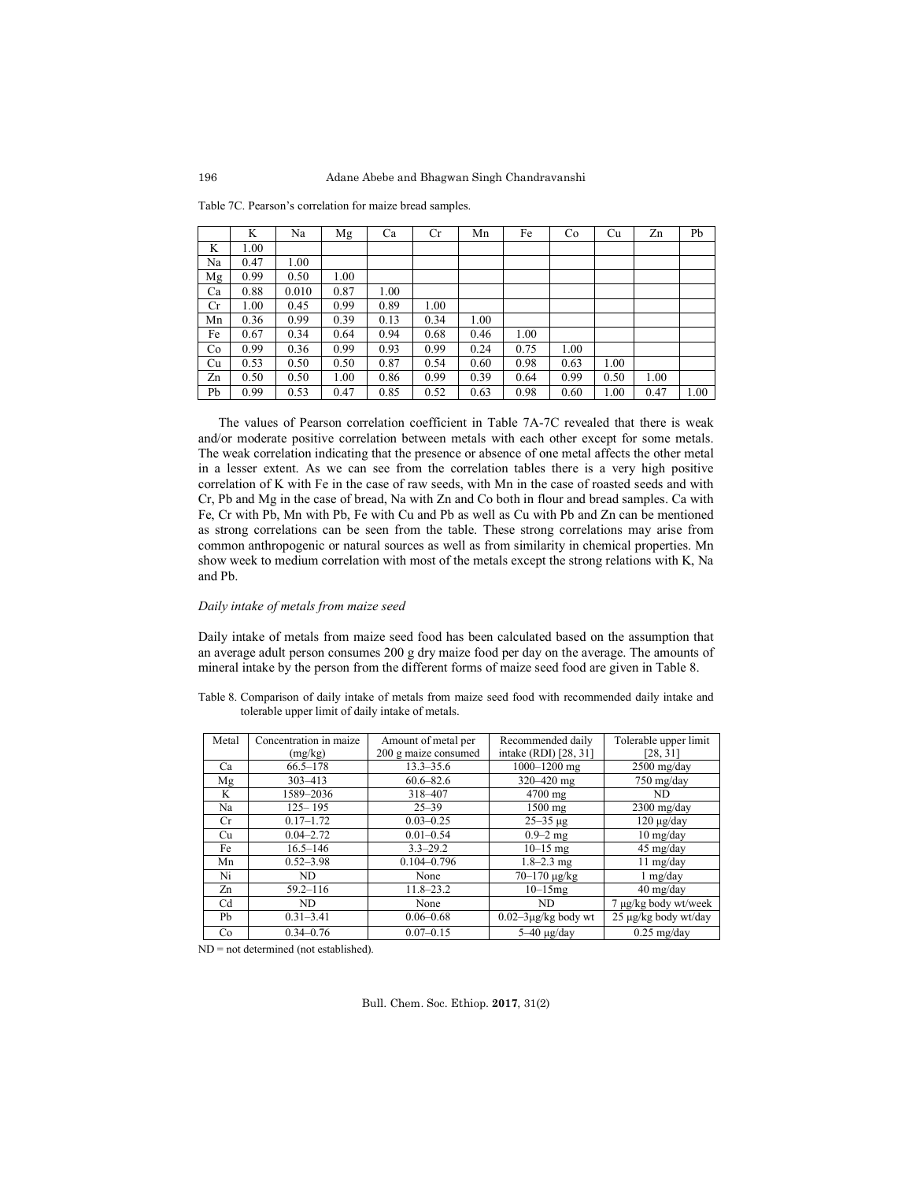Table 7C. Pearson's correlation for maize bread samples.

| | K | Na | Mg | Ca | Cr | Mn | Fe | Co | Cu | Zn | Pb |
|---|---|---|---|---|---|---|---|---|---|---|---|
| K | 1.00 | | | | | | | | | | |
| Na | 0.47 | 1.00 | | | | | | | | | |
| Mg | 0.99 | 0.50 | 1.00 | | | | | | | | |
| Ca | 0.88 | 0.010 | 0.87 | 1.00 | | | | | | | |
| Cr | 1.00 | 0.45 | 0.99 | 0.89 | 1.00 | | | | | | |
| Mn | 0.36 | 0.99 | 0.39 | 0.13 | 0.34 | 1.00 | | | | | |
| Fe | 0.67 | 0.34 | 0.64 | 0.94 | 0.68 | 0.46 | 1.00 | | | | |
| Co | 0.99 | 0.36 | 0.99 | 0.93 | 0.99 | 0.24 | 0.75 | 1.00 | | | |
| Cu | 0.53 | 0.50 | 0.50 | 0.87 | 0.54 | 0.60 | 0.98 | 0.63 | 1.00 | | |
| Zn | 0.50 | 0.50 | 1.00 | 0.86 | 0.99 | 0.39 | 0.64 | 0.99 | 0.50 | 1.00 | |
| Pb | 0.99 | 0.53 | 0.47 | 0.85 | 0.52 | 0.63 | 0.98 | 0.60 | 1.00 | 0.47 | 1.00 |

The values of Pearson correlation coefficient in Table 7A-7C revealed that there is weak and/or moderate positive correlation between metals with each other except for some metals. The weak correlation indicating that the presence or absence of one metal affects the other metal in a lesser extent. As we can see from the correlation tables there is a very high positive correlation of K with Fe in the case of raw seeds, with Mn in the case of roasted seeds and with Cr, Pb and Mg in the case of bread, Na with Zn and Co both in flour and bread samples. Ca with Fe, Cr with Pb, Mn with Pb, Fe with Cu and Pb as well as Cu with Pb and Zn can be mentioned as strong correlations can be seen from the table. These strong correlations may arise from common anthropogenic or natural sources as well as from similarity in chemical properties. Mn show week to medium correlation with most of the metals except the strong relations with K, Na and Pb.

*Daily intake of metals from maize seed*

Daily intake of metals from maize seed food has been calculated based on the assumption that an average adult person consumes 200 g dry maize food per day on the average. The amounts of mineral intake by the person from the different forms of maize seed food are given in Table 8.

Table 8. Comparison of daily intake of metals from maize seed food with recommended daily intake and tolerable upper limit of daily intake of metals.

| Metal | Concentration in maize (mg/kg) | Amount of metal per 200 g maize consumed | Recommended daily intake (RDI) [28, 31] | Tolerable upper limit [28, 31] |
|---|---|---|---|---|
| Ca | 66.5–178 | 13.3–35.6 | 1000–1200 mg | 2500 mg/day |
| Mg | 303–413 | 60.6–82.6 | 320–420 mg | 750 mg/day |
| K | 1589–2036 | 318–407 | 4700 mg | ND |
| Na | 125– 195 | 25–39 | 1500 mg | 2300 mg/day |
| Cr | 0.17–1.72 | 0.03–0.25 | 25–35 μg | 120 μg/day |
| Cu | 0.04–2.72 | 0.01–0.54 | 0.9–2 mg | 10 mg/day |
| Fe | 16.5–146 | 3.3–29.2 | 10–15 mg | 45 mg/day |
| Mn | 0.52–3.98 | 0.104–0.796 | 1.8–2.3 mg | 11 mg/day |
| Ni | ND | None | 70–170 μg/kg | 1 mg/day |
| Zn | 59.2–116 | 11.8–23.2 | 10–15mg | 40 mg/day |
| Cd | ND | None | ND | 7 μg/kg body wt/week |
| Pb | 0.31–3.41 | 0.06–0.68 | 0.02–3μg/kg body wt | 25 μg/kg body wt/day |
| Co | 0.34–0.76 | 0.07–0.15 | 5–40 μg/day | 0.25 mg/day |

ND = not determined (not established).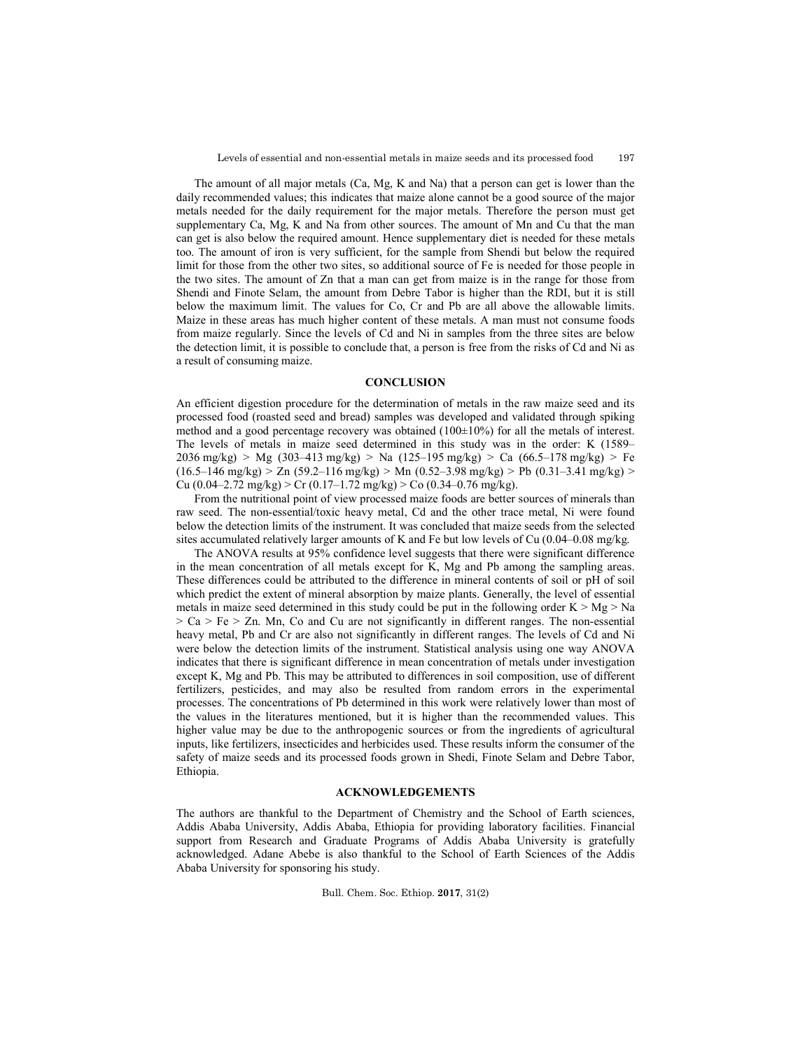The amount of all major metals (Ca, Mg, K and Na) that a person can get is lower than the daily recommended values; this indicates that maize alone cannot be a good source of the major metals needed for the daily requirement for the major metals. Therefore the person must get supplementary Ca, Mg, K and Na from other sources. The amount of Mn and Cu that the man can get is also below the required amount. Hence supplementary diet is needed for these metals too. The amount of iron is very sufficient, for the sample from Shendi but below the required limit for those from the other two sites, so additional source of Fe is needed for those people in the two sites. The amount of Zn that a man can get from maize is in the range for those from Shendi and Finote Selam, the amount from Debre Tabor is higher than the RDI, but it is still below the maximum limit. The values for Co, Cr and Pb are all above the allowable limits. Maize in these areas has much higher content of these metals. A man must not consume foods from maize regularly. Since the levels of Cd and Ni in samples from the three sites are below the detection limit, it is possible to conclude that, a person is free from the risks of Cd and Ni as a result of consuming maize.

## CONCLUSION

An efficient digestion procedure for the determination of metals in the raw maize seed and its processed food (roasted seed and bread) samples was developed and validated through spiking method and a good percentage recovery was obtained (100±10%) for all the metals of interest. The levels of metals in maize seed determined in this study was in the order: K (1589–2036 mg/kg) > Mg (303–413 mg/kg) > Na (125–195 mg/kg) > Ca (66.5–178 mg/kg) > Fe (16.5–146 mg/kg) > Zn (59.2–116 mg/kg) > Mn (0.52–3.98 mg/kg) > Pb (0.31–3.41 mg/kg) > Cu (0.04–2.72 mg/kg) > Cr (0.17–1.72 mg/kg) > Co (0.34–0.76 mg/kg).

From the nutritional point of view processed maize foods are better sources of minerals than raw seed. The non-essential/toxic heavy metal, Cd and the other trace metal, Ni were found below the detection limits of the instrument. It was concluded that maize seeds from the selected sites accumulated relatively larger amounts of K and Fe but low levels of Cu (0.04–0.08 mg/kg.

The ANOVA results at 95% confidence level suggests that there were significant difference in the mean concentration of all metals except for K, Mg and Pb among the sampling areas. These differences could be attributed to the difference in mineral contents of soil or pH of soil which predict the extent of mineral absorption by maize plants. Generally, the level of essential metals in maize seed determined in this study could be put in the following order K > Mg > Na > Ca > Fe > Zn. Mn, Co and Cu are not significantly in different ranges. The non-essential heavy metal, Pb and Cr are also not significantly in different ranges. The levels of Cd and Ni were below the detection limits of the instrument. Statistical analysis using one way ANOVA indicates that there is significant difference in mean concentration of metals under investigation except K, Mg and Pb. This may be attributed to differences in soil composition, use of different fertilizers, pesticides, and may also be resulted from random errors in the experimental processes. The concentrations of Pb determined in this work were relatively lower than most of the values in the literatures mentioned, but it is higher than the recommended values. This higher value may be due to the anthropogenic sources or from the ingredients of agricultural inputs, like fertilizers, insecticides and herbicides used. These results inform the consumer of the safety of maize seeds and its processed foods grown in Shedi, Finote Selam and Debre Tabor, Ethiopia.

## ACKNOWLEDGEMENTS

The authors are thankful to the Department of Chemistry and the School of Earth sciences, Addis Ababa University, Addis Ababa, Ethiopia for providing laboratory facilities. Financial support from Research and Graduate Programs of Addis Ababa University is gratefully acknowledged. Adane Abebe is also thankful to the School of Earth Sciences of the Addis Ababa University for sponsoring his study.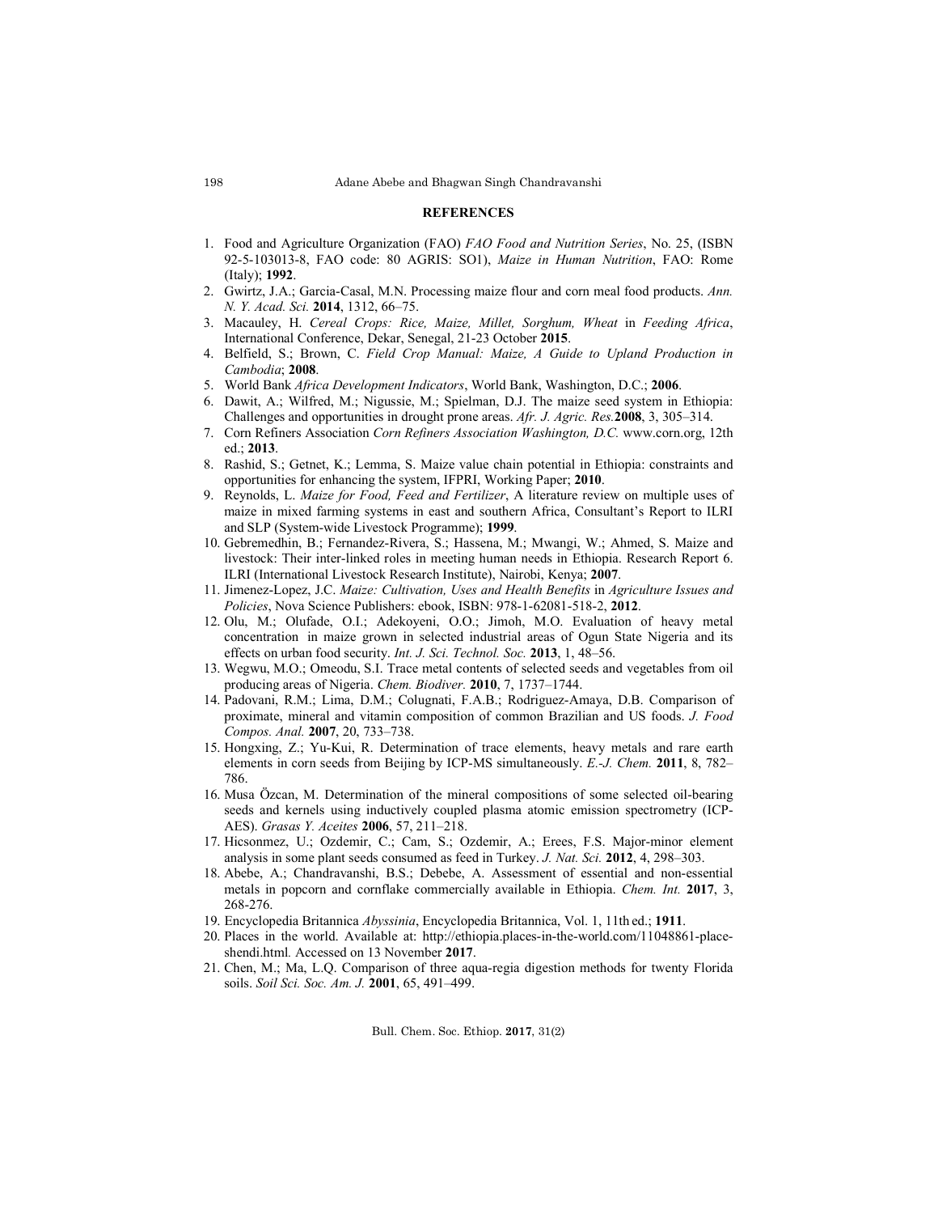## REFERENCES

1. Food and Agriculture Organization (FAO) *FAO Food and Nutrition Series*, No. 25, (ISBN 92-5-103013-8, FAO code: 80 AGRIS: SO1), *Maize in Human Nutrition*, FAO: Rome (Italy); **1992**.
2. Gwirtz, J.A.; Garcia-Casal, M.N. Processing maize flour and corn meal food products. *Ann. N. Y. Acad. Sci.* **2014**, 1312, 66–75.
3. Macauley, H. *Cereal Crops: Rice, Maize, Millet, Sorghum, Wheat* in *Feeding Africa*, International Conference, Dekar, Senegal, 21-23 October **2015**.
4. Belfield, S.; Brown, C. *Field Crop Manual: Maize, A Guide to Upland Production in Cambodia*; **2008**.
5. World Bank *Africa Development Indicators*, World Bank, Washington, D.C.; **2006**.
6. Dawit, A.; Wilfred, M.; Nigussie, M.; Spielman, D.J. The maize seed system in Ethiopia: Challenges and opportunities in drought prone areas. *Afr. J. Agric. Res.***2008**, 3, 305–314.
7. Corn Refiners Association *Corn Refiners Association Washington, D.C.* www.corn.org, 12th ed.; **2013**.
8. Rashid, S.; Getnet, K.; Lemma, S. Maize value chain potential in Ethiopia: constraints and opportunities for enhancing the system, IFPRI, Working Paper; **2010**.
9. Reynolds, L. *Maize for Food, Feed and Fertilizer*, A literature review on multiple uses of maize in mixed farming systems in east and southern Africa, Consultant's Report to ILRI and SLP (System-wide Livestock Programme); **1999**.
10. Gebremedhin, B.; Fernandez-Rivera, S.; Hassena, M.; Mwangi, W.; Ahmed, S. Maize and livestock: Their inter-linked roles in meeting human needs in Ethiopia. Research Report 6. ILRI (International Livestock Research Institute), Nairobi, Kenya; **2007**.
11. Jimenez-Lopez, J.C. *Maize: Cultivation, Uses and Health Benefits* in *Agriculture Issues and Policies*, Nova Science Publishers: ebook, ISBN: 978-1-62081-518-2, **2012**.
12. Olu, M.; Olufade, O.I.; Adekoyeni, O.O.; Jimoh, M.O. Evaluation of heavy metal concentration in maize grown in selected industrial areas of Ogun State Nigeria and its effects on urban food security. *Int. J. Sci. Technol. Soc.* **2013**, 1, 48–56.
13. Wegwu, M.O.; Omeodu, S.I. Trace metal contents of selected seeds and vegetables from oil producing areas of Nigeria. *Chem. Biodiver.* **2010**, 7, 1737–1744.
14. Padovani, R.M.; Lima, D.M.; Colugnati, F.A.B.; Rodriguez-Amaya, D.B. Comparison of proximate, mineral and vitamin composition of common Brazilian and US foods. *J. Food Compos. Anal.* **2007**, 20, 733–738.
15. Hongxing, Z.; Yu-Kui, R. Determination of trace elements, heavy metals and rare earth elements in corn seeds from Beijing by ICP-MS simultaneously. *E.-J. Chem.* **2011**, 8, 782–786.
16. Musa Özcan, M. Determination of the mineral compositions of some selected oil-bearing seeds and kernels using inductively coupled plasma atomic emission spectrometry (ICP-AES). *Grasas Y. Aceites* **2006**, 57, 211–218.
17. Hicsonmez, U.; Ozdemir, C.; Cam, S.; Ozdemir, A.; Erees, F.S. Major-minor element analysis in some plant seeds consumed as feed in Turkey. *J. Nat. Sci.* **2012**, 4, 298–303.
18. Abebe, A.; Chandravanshi, B.S.; Debebe, A. Assessment of essential and non-essential metals in popcorn and cornflake commercially available in Ethiopia. *Chem. Int.* **2017**, 3, 268-276.
19. Encyclopedia Britannica *Abyssinia*, Encyclopedia Britannica, Vol. 1, 11th ed.; **1911**.
20. Places in the world. Available at: http://ethiopia.places-in-the-world.com/11048861-place-shendi.html. Accessed on 13 November **2017**.
21. Chen, M.; Ma, L.Q. Comparison of three aqua-regia digestion methods for twenty Florida soils. *Soil Sci. Soc. Am. J.* **2001**, 65, 491–499.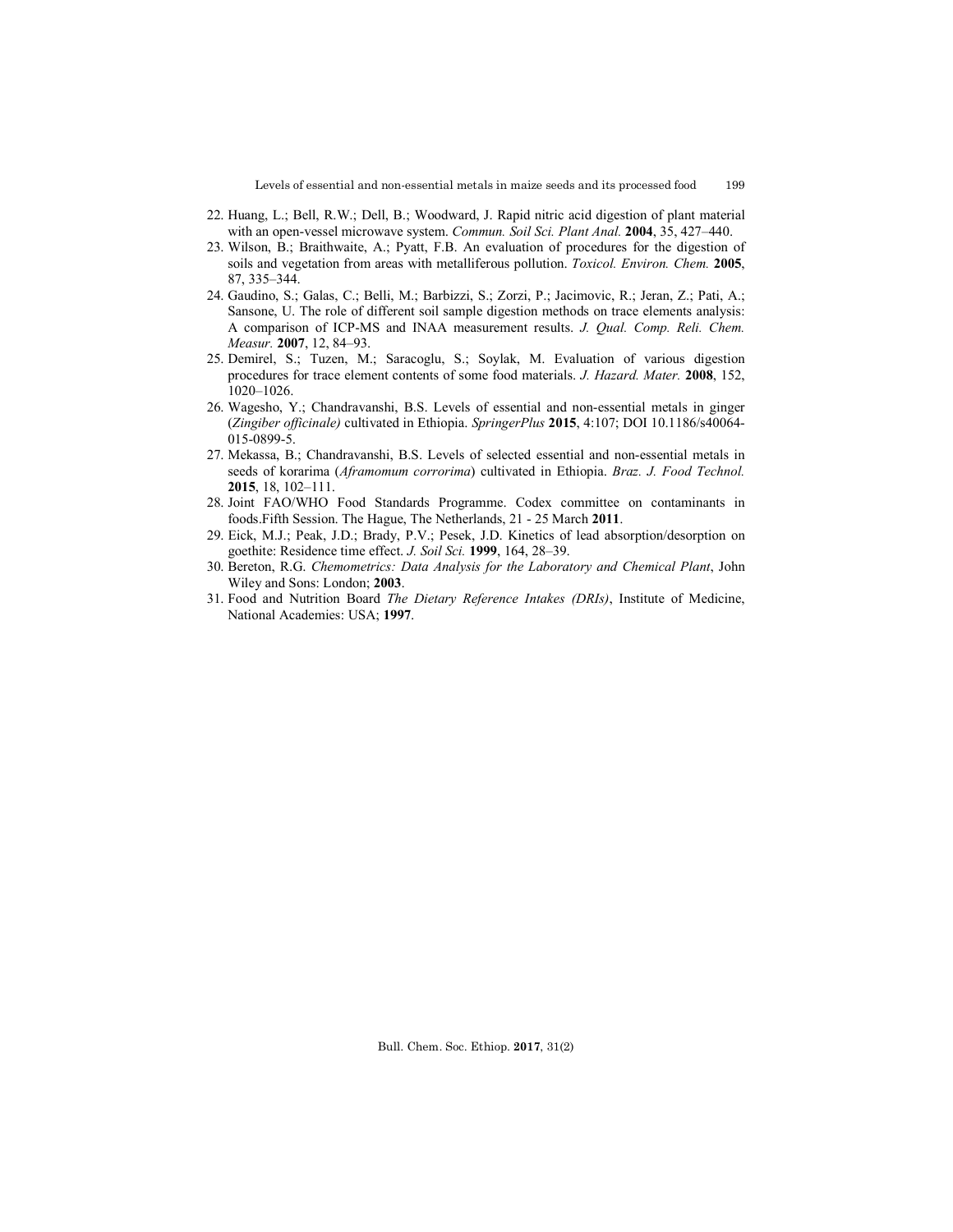22. Huang, L.; Bell, R.W.; Dell, B.; Woodward, J. Rapid nitric acid digestion of plant material with an open-vessel microwave system. *Commun. Soil Sci. Plant Anal.* **2004**, 35, 427–440.
23. Wilson, B.; Braithwaite, A.; Pyatt, F.B. An evaluation of procedures for the digestion of soils and vegetation from areas with metalliferous pollution. *Toxicol. Environ. Chem.* **2005**, 87, 335–344.
24. Gaudino, S.; Galas, C.; Belli, M.; Barbizzi, S.; Zorzi, P.; Jacimovic, R.; Jeran, Z.; Pati, A.; Sansone, U. The role of different soil sample digestion methods on trace elements analysis: A comparison of ICP-MS and INAA measurement results. *J. Qual. Comp. Reli. Chem. Measur.* **2007**, 12, 84–93.
25. Demirel, S.; Tuzen, M.; Saracoglu, S.; Soylak, M. Evaluation of various digestion procedures for trace element contents of some food materials. *J. Hazard. Mater.* **2008**, 152, 1020–1026.
26. Wagesho, Y.; Chandravanshi, B.S. Levels of essential and non-essential metals in ginger (*Zingiber officinale)* cultivated in Ethiopia. *SpringerPlus* **2015**, 4:107; DOI 10.1186/s40064-015-0899-5.
27. Mekassa, B.; Chandravanshi, B.S. Levels of selected essential and non-essential metals in seeds of korarima (*Aframomum corrorima*) cultivated in Ethiopia. *Braz. J. Food Technol.* **2015**, 18, 102–111.
28. Joint FAO/WHO Food Standards Programme. Codex committee on contaminants in foods.Fifth Session. The Hague, The Netherlands, 21 - 25 March **2011**.
29. Eick, M.J.; Peak, J.D.; Brady, P.V.; Pesek, J.D. Kinetics of lead absorption/desorption on goethite: Residence time effect. *J. Soil Sci.* **1999**, 164, 28–39.
30. Bereton, R.G. *Chemometrics: Data Analysis for the Laboratory and Chemical Plant*, John Wiley and Sons: London; **2003**.
31. Food and Nutrition Board *The Dietary Reference Intakes (DRIs)*, Institute of Medicine, National Academies: USA; **1997**.